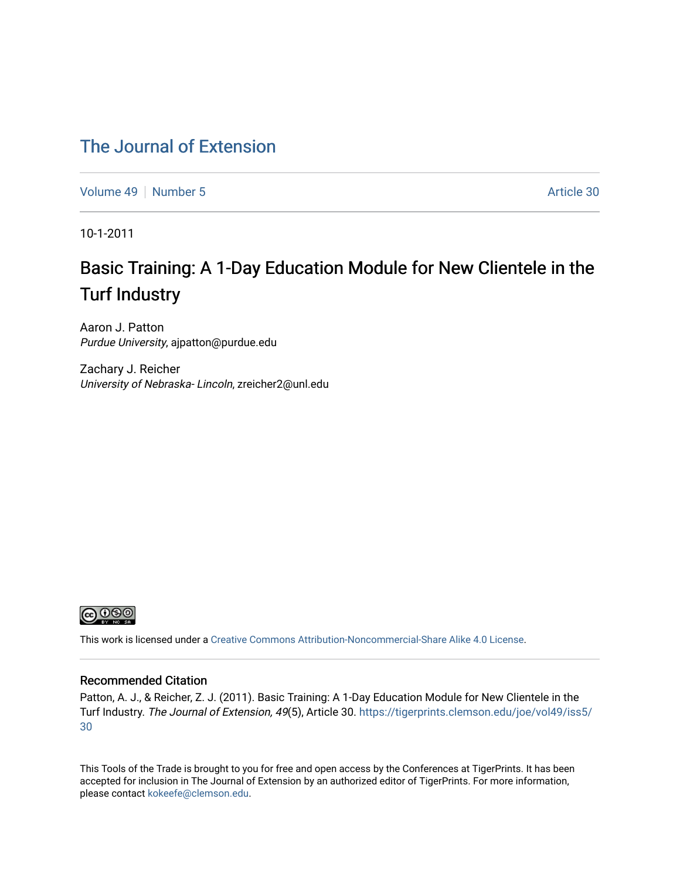# The Journal of Extension

Volume 49 | Number 5 | Article 30

10-1-2011

## Basic Training: A 1-Day Education Module for New Clientele in the Turf Industry

Aaron J. Patton
*Purdue University*, ajpatton@purdue.edu

Zachary J. Reicher
*University of Nebraska- Lincoln*, zreicher2@unl.edu

This work is licensed under a Creative Commons Attribution-Noncommercial-Share Alike 4.0 License.

### Recommended Citation

Patton, A. J., & Reicher, Z. J. (2011). Basic Training: A 1-Day Education Module for New Clientele in the Turf Industry. *The Journal of Extension, 49*(5), Article 30. https://tigerprints.clemson.edu/joe/vol49/iss5/30

This Tools of the Trade is brought to you for free and open access by the Conferences at TigerPrints. It has been accepted for inclusion in The Journal of Extension by an authorized editor of TigerPrints. For more information, please contact kokeefe@clemson.edu.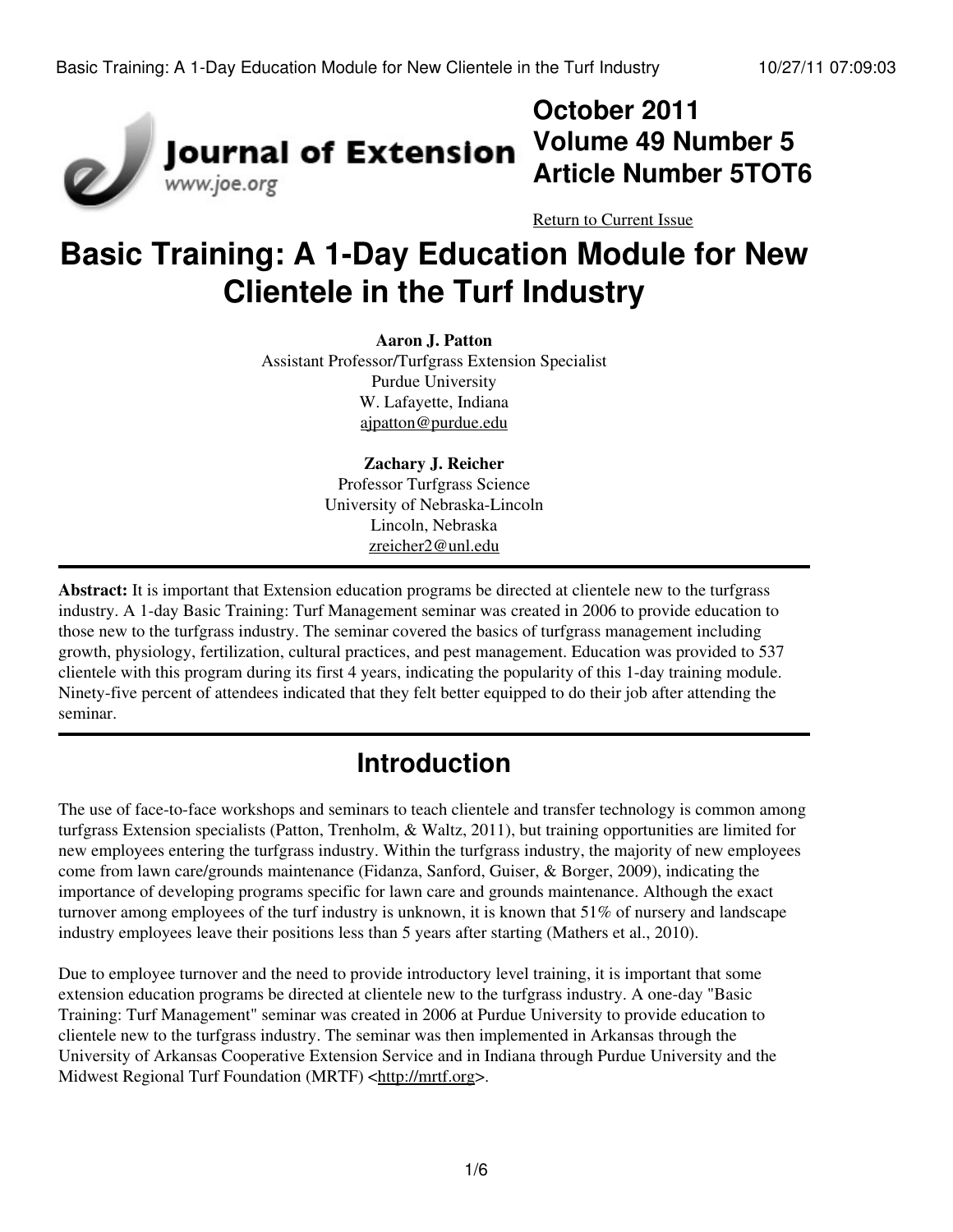October 2011
Volume 49 Number 5
Article Number 5TOT6

Return to Current Issue

# Basic Training: A 1-Day Education Module for New Clientele in the Turf Industry

**Aaron J. Patton**
Assistant Professor/Turfgrass Extension Specialist
Purdue University
W. Lafayette, Indiana
ajpatton@purdue.edu

**Zachary J. Reicher**
Professor Turfgrass Science
University of Nebraska-Lincoln
Lincoln, Nebraska
zreicher2@unl.edu

---

**Abstract:** It is important that Extension education programs be directed at clientele new to the turfgrass industry. A 1-day Basic Training: Turf Management seminar was created in 2006 to provide education to those new to the turfgrass industry. The seminar covered the basics of turfgrass management including growth, physiology, fertilization, cultural practices, and pest management. Education was provided to 537 clientele with this program during its first 4 years, indicating the popularity of this 1-day training module. Ninety-five percent of attendees indicated that they felt better equipped to do their job after attending the seminar.

---

## Introduction

The use of face-to-face workshops and seminars to teach clientele and transfer technology is common among turfgrass Extension specialists (Patton, Trenholm, & Waltz, 2011), but training opportunities are limited for new employees entering the turfgrass industry. Within the turfgrass industry, the majority of new employees come from lawn care/grounds maintenance (Fidanza, Sanford, Guiser, & Borger, 2009), indicating the importance of developing programs specific for lawn care and grounds maintenance. Although the exact turnover among employees of the turf industry is unknown, it is known that 51% of nursery and landscape industry employees leave their positions less than 5 years after starting (Mathers et al., 2010).

Due to employee turnover and the need to provide introductory level training, it is important that some extension education programs be directed at clientele new to the turfgrass industry. A one-day "Basic Training: Turf Management" seminar was created in 2006 at Purdue University to provide education to clientele new to the turfgrass industry. The seminar was then implemented in Arkansas through the University of Arkansas Cooperative Extension Service and in Indiana through Purdue University and the Midwest Regional Turf Foundation (MRTF) <http://mrtf.org>.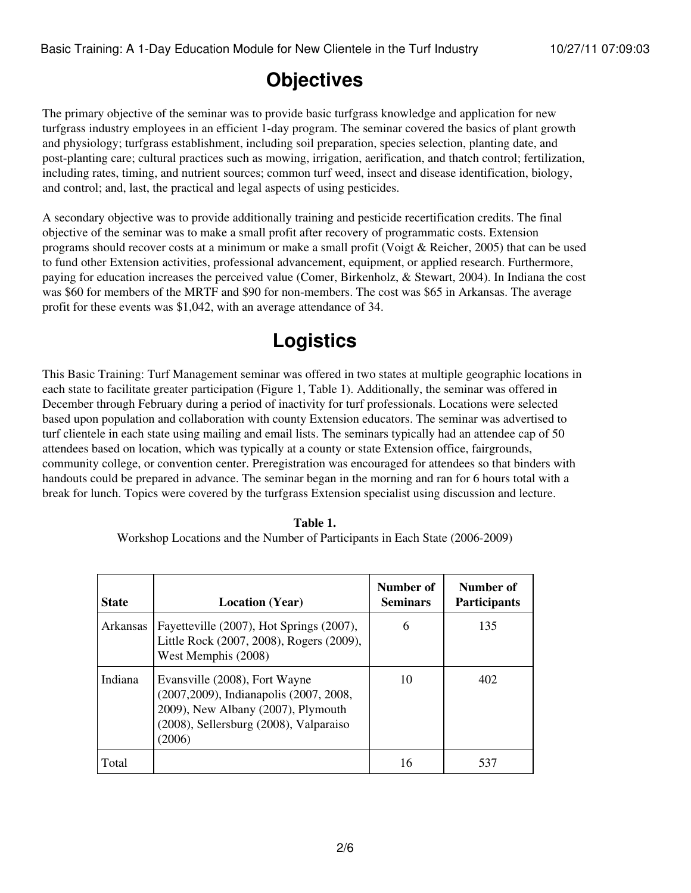# Objectives

The primary objective of the seminar was to provide basic turfgrass knowledge and application for new turfgrass industry employees in an efficient 1-day program. The seminar covered the basics of plant growth and physiology; turfgrass establishment, including soil preparation, species selection, planting date, and post-planting care; cultural practices such as mowing, irrigation, aerification, and thatch control; fertilization, including rates, timing, and nutrient sources; common turf weed, insect and disease identification, biology, and control; and, last, the practical and legal aspects of using pesticides.

A secondary objective was to provide additionally training and pesticide recertification credits. The final objective of the seminar was to make a small profit after recovery of programmatic costs. Extension programs should recover costs at a minimum or make a small profit (Voigt & Reicher, 2005) that can be used to fund other Extension activities, professional advancement, equipment, or applied research. Furthermore, paying for education increases the perceived value (Comer, Birkenholz, & Stewart, 2004). In Indiana the cost was $60 for members of the MRTF and $90 for non-members. The cost was $65 in Arkansas. The average profit for these events was $1,042, with an average attendance of 34.

# Logistics

This Basic Training: Turf Management seminar was offered in two states at multiple geographic locations in each state to facilitate greater participation (Figure 1, Table 1). Additionally, the seminar was offered in December through February during a period of inactivity for turf professionals. Locations were selected based upon population and collaboration with county Extension educators. The seminar was advertised to turf clientele in each state using mailing and email lists. The seminars typically had an attendee cap of 50 attendees based on location, which was typically at a county or state Extension office, fairgrounds, community college, or convention center. Preregistration was encouraged for attendees so that binders with handouts could be prepared in advance. The seminar began in the morning and ran for 6 hours total with a break for lunch. Topics were covered by the turfgrass Extension specialist using discussion and lecture.

**Table 1.**
Workshop Locations and the Number of Participants in Each State (2006-2009)

| State | Location (Year) | Number of Seminars | Number of Participants |
|---|---|---|---|
| Arkansas | Fayetteville (2007), Hot Springs (2007), Little Rock (2007, 2008), Rogers (2009), West Memphis (2008) | 6 | 135 |
| Indiana | Evansville (2008), Fort Wayne (2007,2009), Indianapolis (2007, 2008, 2009), New Albany (2007), Plymouth (2008), Sellersburg (2008), Valparaiso (2006) | 10 | 402 |
| Total | | 16 | 537 |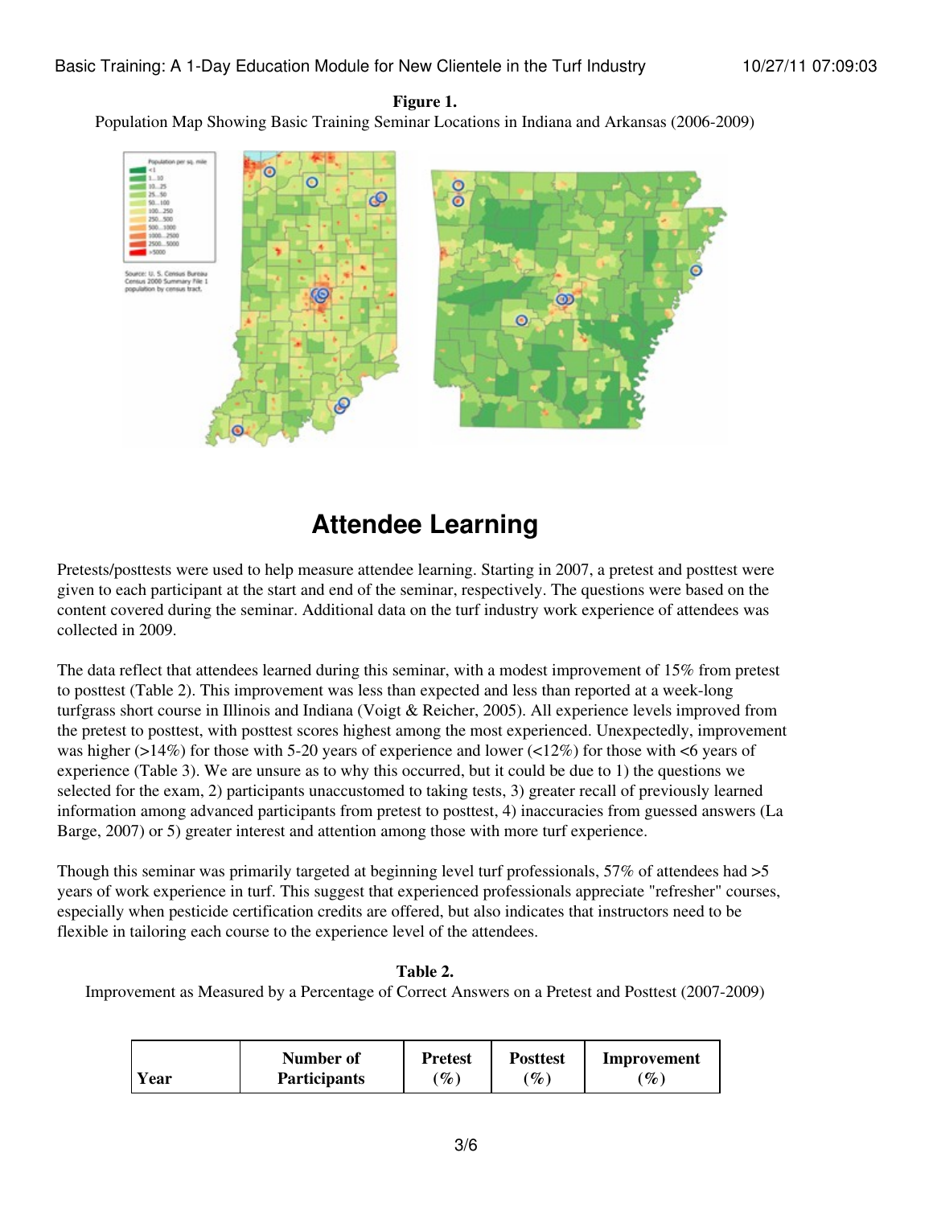**Figure 1.**

Population Map Showing Basic Training Seminar Locations in Indiana and Arkansas (2006-2009)

## Attendee Learning

Pretests/posttests were used to help measure attendee learning. Starting in 2007, a pretest and posttest were given to each participant at the start and end of the seminar, respectively. The questions were based on the content covered during the seminar. Additional data on the turf industry work experience of attendees was collected in 2009.

The data reflect that attendees learned during this seminar, with a modest improvement of 15% from pretest to posttest (Table 2). This improvement was less than expected and less than reported at a week-long turfgrass short course in Illinois and Indiana (Voigt & Reicher, 2005). All experience levels improved from the pretest to posttest, with posttest scores highest among the most experienced. Unexpectedly, improvement was higher (>14%) for those with 5-20 years of experience and lower (<12%) for those with <6 years of experience (Table 3). We are unsure as to why this occurred, but it could be due to 1) the questions we selected for the exam, 2) participants unaccustomed to taking tests, 3) greater recall of previously learned information among advanced participants from pretest to posttest, 4) inaccuracies from guessed answers (La Barge, 2007) or 5) greater interest and attention among those with more turf experience.

Though this seminar was primarily targeted at beginning level turf professionals, 57% of attendees had >5 years of work experience in turf. This suggest that experienced professionals appreciate "refresher" courses, especially when pesticide certification credits are offered, but also indicates that instructors need to be flexible in tailoring each course to the experience level of the attendees.

**Table 2.**

Improvement as Measured by a Percentage of Correct Answers on a Pretest and Posttest (2007-2009)

| Year | Number of Participants | Pretest (%) | Posttest (%) | Improvement (%) |
|---|---|---|---|---|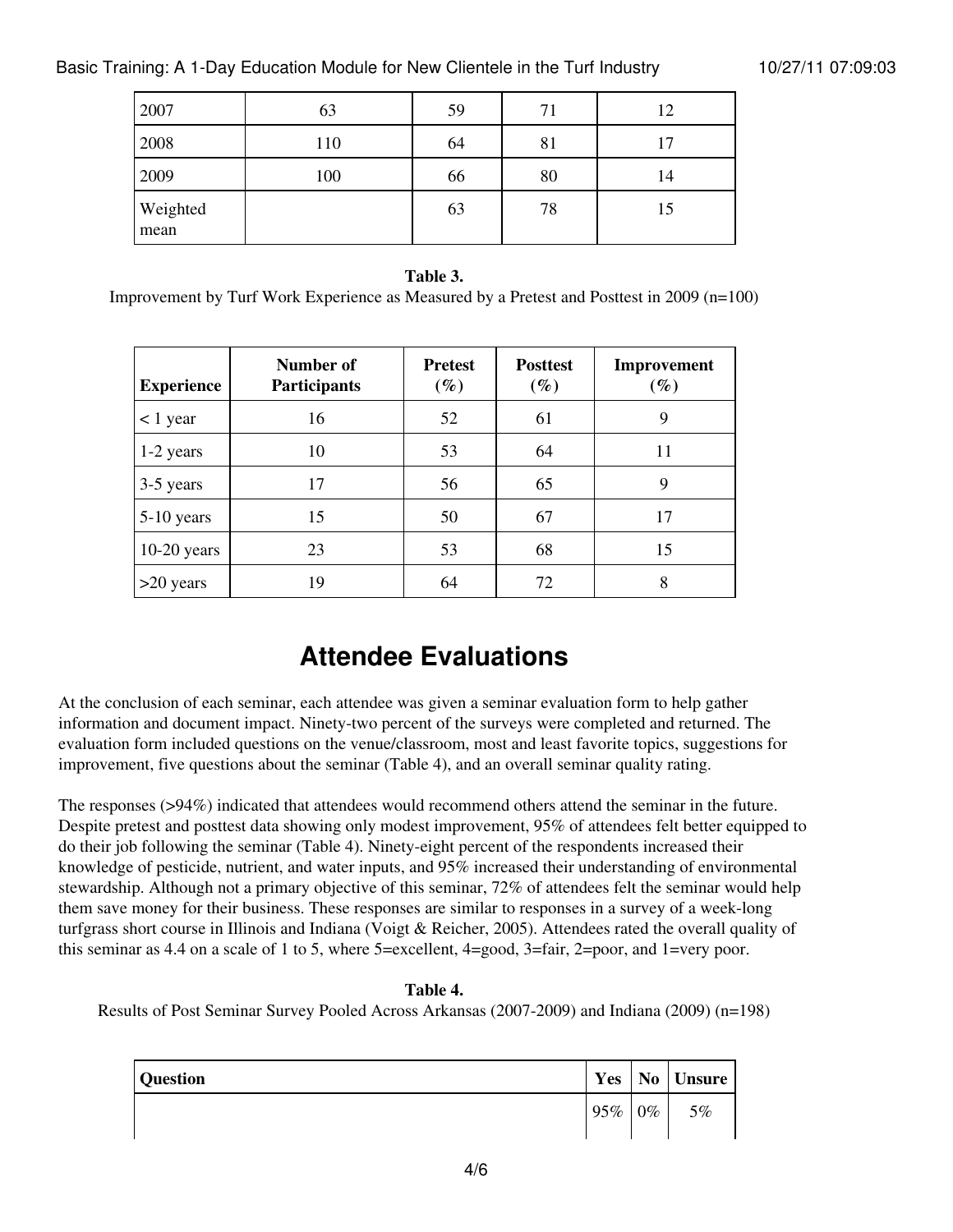| 2007 | 63 | 59 | 71 | 12 |
| --- | --- | --- | --- | --- |
| 2008 | 110 | 64 | 81 | 17 |
| 2009 | 100 | 66 | 80 | 14 |
| Weighted mean | | 63 | 78 | 15 |

**Table 3.**
Improvement by Turf Work Experience as Measured by a Pretest and Posttest in 2009 (n=100)

| Experience | Number of Participants | Pretest (%) | Posttest (%) | Improvement (%) |
| --- | --- | --- | --- | --- |
| < 1 year | 16 | 52 | 61 | 9 |
| 1-2 years | 10 | 53 | 64 | 11 |
| 3-5 years | 17 | 56 | 65 | 9 |
| 5-10 years | 15 | 50 | 67 | 17 |
| 10-20 years | 23 | 53 | 68 | 15 |
| >20 years | 19 | 64 | 72 | 8 |

# Attendee Evaluations

At the conclusion of each seminar, each attendee was given a seminar evaluation form to help gather information and document impact. Ninety-two percent of the surveys were completed and returned. The evaluation form included questions on the venue/classroom, most and least favorite topics, suggestions for improvement, five questions about the seminar (Table 4), and an overall seminar quality rating.

The responses (>94%) indicated that attendees would recommend others attend the seminar in the future. Despite pretest and posttest data showing only modest improvement, 95% of attendees felt better equipped to do their job following the seminar (Table 4). Ninety-eight percent of the respondents increased their knowledge of pesticide, nutrient, and water inputs, and 95% increased their understanding of environmental stewardship. Although not a primary objective of this seminar, 72% of attendees felt the seminar would help them save money for their business. These responses are similar to responses in a survey of a week-long turfgrass short course in Illinois and Indiana (Voigt & Reicher, 2005). Attendees rated the overall quality of this seminar as 4.4 on a scale of 1 to 5, where 5=excellent, 4=good, 3=fair, 2=poor, and 1=very poor.

**Table 4.**
Results of Post Seminar Survey Pooled Across Arkansas (2007-2009) and Indiana (2009) (n=198)

| Question | Yes | No | Unsure |
| --- | --- | --- | --- |
| | 95% | 0% | 5% |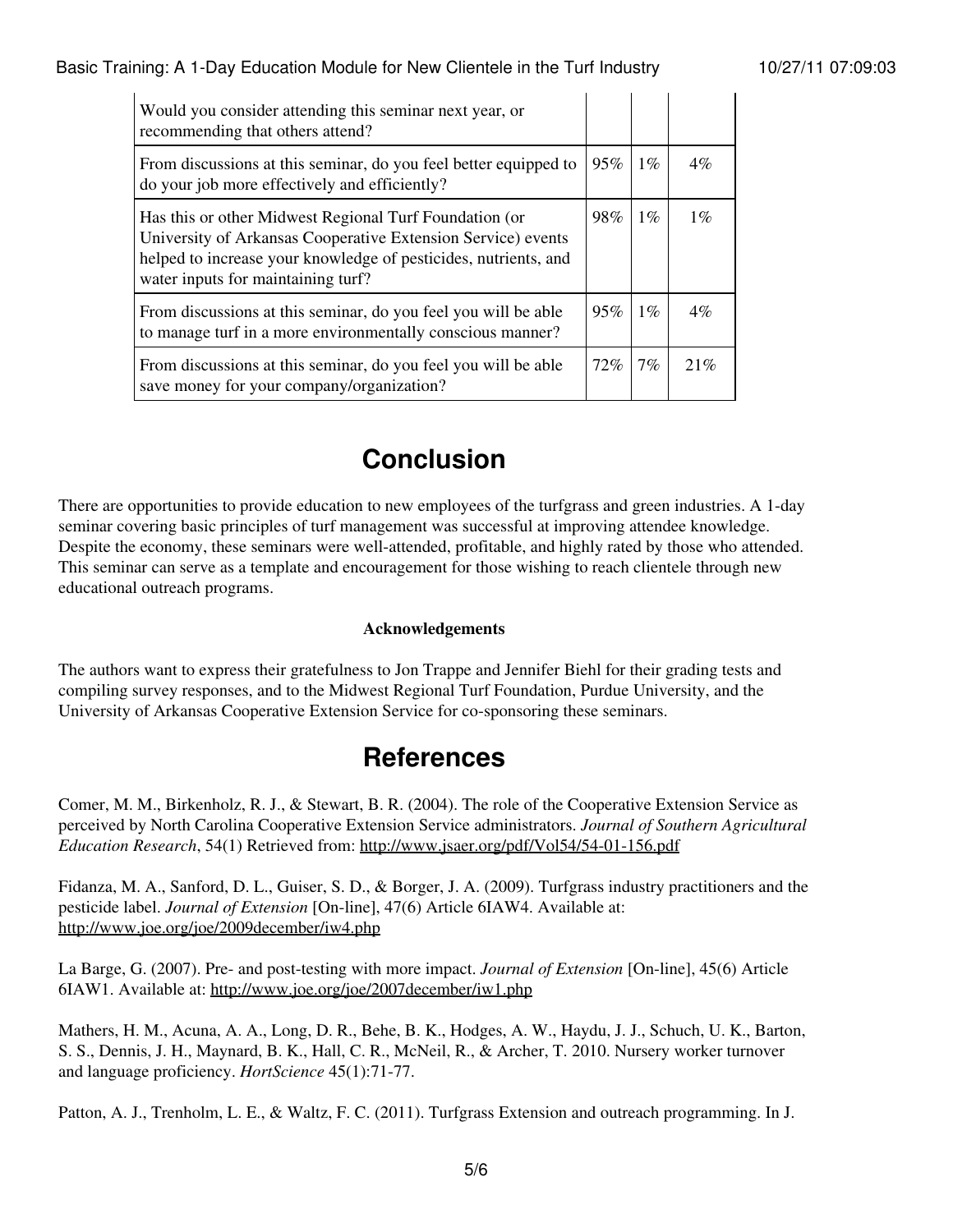| | | | |
|---|---|---|---|
| Would you consider attending this seminar next year, or recommending that others attend? | | | |
| From discussions at this seminar, do you feel better equipped to do your job more effectively and efficiently? | 95% | 1% | 4% |
| Has this or other Midwest Regional Turf Foundation (or University of Arkansas Cooperative Extension Service) events helped to increase your knowledge of pesticides, nutrients, and water inputs for maintaining turf? | 98% | 1% | 1% |
| From discussions at this seminar, do you feel you will be able to manage turf in a more environmentally conscious manner? | 95% | 1% | 4% |
| From discussions at this seminar, do you feel you will be able save money for your company/organization? | 72% | 7% | 21% |

## Conclusion

There are opportunities to provide education to new employees of the turfgrass and green industries. A 1-day seminar covering basic principles of turf management was successful at improving attendee knowledge. Despite the economy, these seminars were well-attended, profitable, and highly rated by those who attended. This seminar can serve as a template and encouragement for those wishing to reach clientele through new educational outreach programs.

### Acknowledgements

The authors want to express their gratefulness to Jon Trappe and Jennifer Biehl for their grading tests and compiling survey responses, and to the Midwest Regional Turf Foundation, Purdue University, and the University of Arkansas Cooperative Extension Service for co-sponsoring these seminars.

## References

Comer, M. M., Birkenholz, R. J., & Stewart, B. R. (2004). The role of the Cooperative Extension Service as perceived by North Carolina Cooperative Extension Service administrators. *Journal of Southern Agricultural Education Research*, 54(1) Retrieved from: http://www.jsaer.org/pdf/Vol54/54-01-156.pdf

Fidanza, M. A., Sanford, D. L., Guiser, S. D., & Borger, J. A. (2009). Turfgrass industry practitioners and the pesticide label. *Journal of Extension* [On-line], 47(6) Article 6IAW4. Available at: http://www.joe.org/joe/2009december/iw4.php

La Barge, G. (2007). Pre- and post-testing with more impact. *Journal of Extension* [On-line], 45(6) Article 6IAW1. Available at: http://www.joe.org/joe/2007december/iw1.php

Mathers, H. M., Acuna, A. A., Long, D. R., Behe, B. K., Hodges, A. W., Haydu, J. J., Schuch, U. K., Barton, S. S., Dennis, J. H., Maynard, B. K., Hall, C. R., McNeil, R., & Archer, T. 2010. Nursery worker turnover and language proficiency. *HortScience* 45(1):71-77.

Patton, A. J., Trenholm, L. E., & Waltz, F. C. (2011). Turfgrass Extension and outreach programming. In J.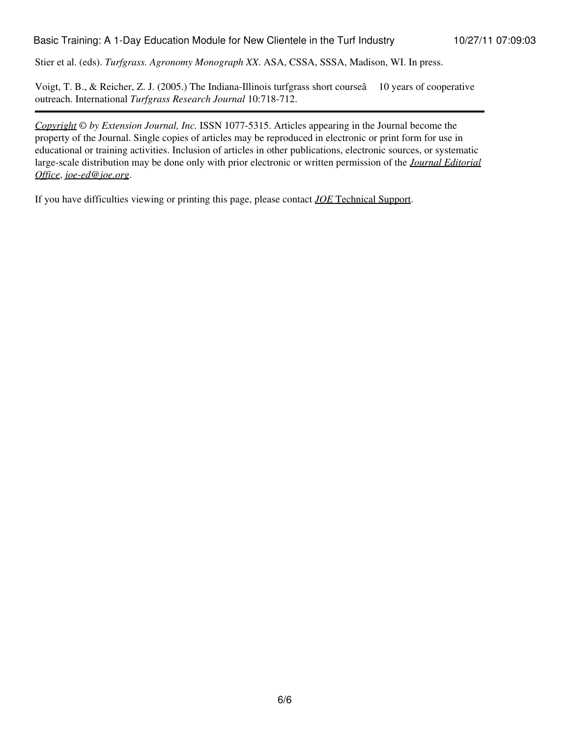Stier et al. (eds). *Turfgrass. Agronomy Monograph XX*. ASA, CSSA, SSSA, Madison, WI. In press.

Voigt, T. B., & Reicher, Z. J. (2005.) The Indiana-Illinois turfgrass short courseâ 10 years of cooperative outreach. International *Turfgrass Research Journal* 10:718-712.

---

*Copyright* © *by Extension Journal, Inc.* ISSN 1077-5315. Articles appearing in the Journal become the property of the Journal. Single copies of articles may be reproduced in electronic or print form for use in educational or training activities. Inclusion of articles in other publications, electronic sources, or systematic large-scale distribution may be done only with prior electronic or written permission of the *Journal Editorial Office*, *joe-ed@joe.org*.

If you have difficulties viewing or printing this page, please contact *JOE* Technical Support.